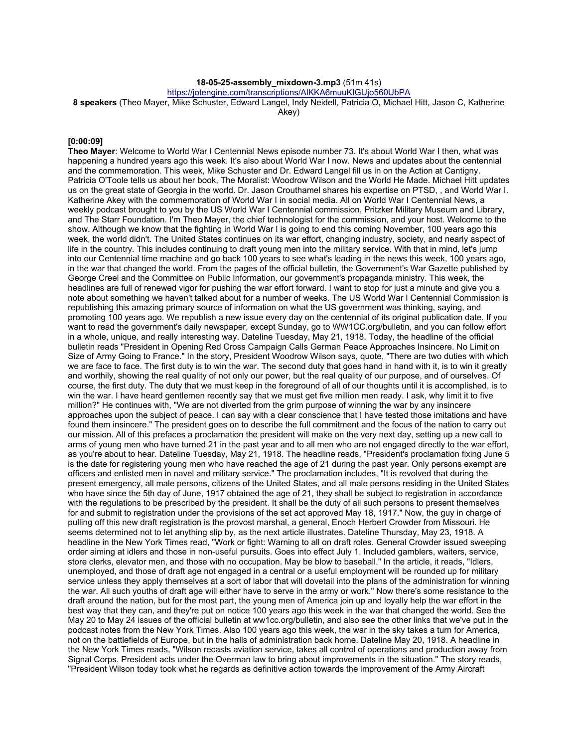**18-05-25-assembly_mixdown-3.mp3** (51m 41s)
https://jotengine.com/transcriptions/AlKKA6muuKIGUjo560UbPA
**8 speakers** (Theo Mayer, Mike Schuster, Edward Langel, Indy Neidell, Patricia O, Michael Hitt, Jason C, Katherine Akey)

**[0:00:09]**

**Theo Mayer**: Welcome to World War I Centennial News episode number 73. It's about World War I then, what was happening a hundred years ago this week. It's also about World War I now. News and updates about the centennial and the commemoration. This week, Mike Schuster and Dr. Edward Langel fill us in on the Action at Cantigny. Patricia O'Toole tells us about her book, The Moralist: Woodrow Wilson and the World He Made. Michael Hitt updates us on the great state of Georgia in the world. Dr. Jason Crouthamel shares his expertise on PTSD, , and World War I. Katherine Akey with the commemoration of World War I in social media. All on World War I Centennial News, a weekly podcast brought to you by the US World War I Centennial commission, Pritzker Military Museum and Library, and The Starr Foundation. I'm Theo Mayer, the chief technologist for the commission, and your host. Welcome to the show. Although we know that the fighting in World War I is going to end this coming November, 100 years ago this week, the world didn't. The United States continues on its war effort, changing industry, society, and nearly aspect of life in the country. This includes continuing to draft young men into the military service. With that in mind, let's jump into our Centennial time machine and go back 100 years to see what's leading in the news this week, 100 years ago, in the war that changed the world. From the pages of the official bulletin, the Government's War Gazette published by George Creel and the Committee on Public Information, our government's propaganda ministry. This week, the headlines are full of renewed vigor for pushing the war effort forward. I want to stop for just a minute and give you a note about something we haven't talked about for a number of weeks. The US World War I Centennial Commission is republishing this amazing primary source of information on what the US government was thinking, saying, and promoting 100 years ago. We republish a new issue every day on the centennial of its original publication date. If you want to read the government's daily newspaper, except Sunday, go to WW1CC.org/bulletin, and you can follow effort in a whole, unique, and really interesting way. Dateline Tuesday, May 21, 1918. Today, the headline of the official bulletin reads "President in Opening Red Cross Campaign Calls German Peace Approaches Insincere. No Limit on Size of Army Going to France." In the story, President Woodrow Wilson says, quote, "There are two duties with which we are face to face. The first duty is to win the war. The second duty that goes hand in hand with it, is to win it greatly and worthily, showing the real quality of not only our power, but the real quality of our purpose, and of ourselves. Of course, the first duty. The duty that we must keep in the foreground of all of our thoughts until it is accomplished, is to win the war. I have heard gentlemen recently say that we must get five million men ready. I ask, why limit it to five million?" He continues with, "We are not diverted from the grim purpose of winning the war by any insincere approaches upon the subject of peace. I can say with a clear conscience that I have tested those imitations and have found them insincere." The president goes on to describe the full commitment and the focus of the nation to carry out our mission. All of this prefaces a proclamation the president will make on the very next day, setting up a new call to arms of young men who have turned 21 in the past year and to all men who are not engaged directly to the war effort, as you're about to hear. Dateline Tuesday, May 21, 1918. The headline reads, "President's proclamation fixing June 5 is the date for registering young men who have reached the age of 21 during the past year. Only persons exempt are officers and enlisted men in navel and military service." The proclamation includes, "It is revolved that during the present emergency, all male persons, citizens of the United States, and all male persons residing in the United States who have since the 5th day of June, 1917 obtained the age of 21, they shall be subject to registration in accordance with the regulations to be prescribed by the president. It shall be the duty of all such persons to present themselves for and submit to registration under the provisions of the set act approved May 18, 1917." Now, the guy in charge of pulling off this new draft registration is the provost marshal, a general, Enoch Herbert Crowder from Missouri. He seems determined not to let anything slip by, as the next article illustrates. Dateline Thursday, May 23, 1918. A headline in the New York Times read, "Work or fight: Warning to all on draft roles. General Crowder issued sweeping order aiming at idlers and those in non-useful pursuits. Goes into effect July 1. Included gamblers, waiters, service, store clerks, elevator men, and those with no occupation. May be blow to baseball." In the article, it reads, "Idlers, unemployed, and those of draft age not engaged in a central or a useful employment will be rounded up for military service unless they apply themselves at a sort of labor that will dovetail into the plans of the administration for winning the war. All such youths of draft age will either have to serve in the army or work." Now there's some resistance to the draft around the nation, but for the most part, the young men of America join up and loyally help the war effort in the best way that they can, and they're put on notice 100 years ago this week in the war that changed the world. See the May 20 to May 24 issues of the official bulletin at ww1cc.org/bulletin, and also see the other links that we've put in the podcast notes from the New York Times. Also 100 years ago this week, the war in the sky takes a turn for America, not on the battlefields of Europe, but in the halls of administration back home. Dateline May 20, 1918. A headline in the New York Times reads, "Wilson recasts aviation service, takes all control of operations and production away from Signal Corps. President acts under the Overman law to bring about improvements in the situation." The story reads, "President Wilson today took what he regards as definitive action towards the improvement of the Army Aircraft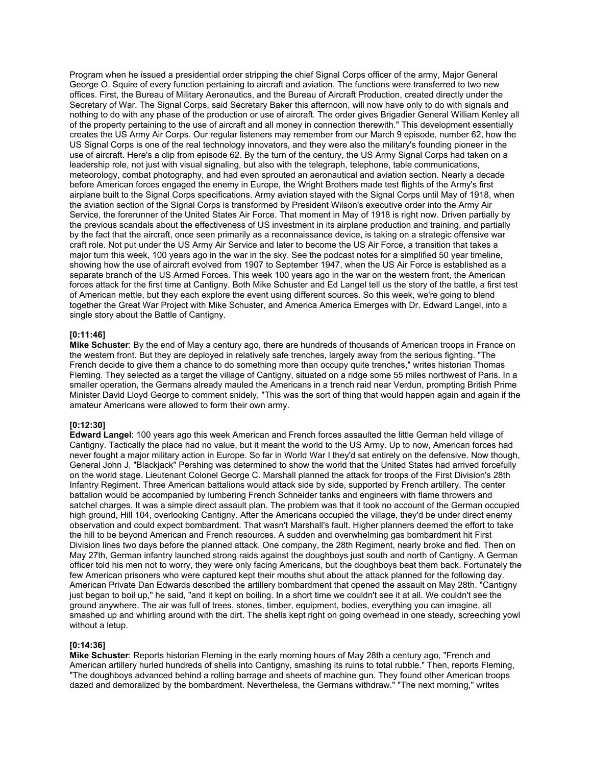Program when he issued a presidential order stripping the chief Signal Corps officer of the army, Major General George O. Squire of every function pertaining to aircraft and aviation. The functions were transferred to two new offices. First, the Bureau of Military Aeronautics, and the Bureau of Aircraft Production, created directly under the Secretary of War. The Signal Corps, said Secretary Baker this afternoon, will now have only to do with signals and nothing to do with any phase of the production or use of aircraft. The order gives Brigadier General William Kenley all of the property pertaining to the use of aircraft and all money in connection therewith." This development essentially creates the US Army Air Corps. Our regular listeners may remember from our March 9 episode, number 62, how the US Signal Corps is one of the real technology innovators, and they were also the military's founding pioneer in the use of aircraft. Here's a clip from episode 62. By the turn of the century, the US Army Signal Corps had taken on a leadership role, not just with visual signaling, but also with the telegraph, telephone, table communications, meteorology, combat photography, and had even sprouted an aeronautical and aviation section. Nearly a decade before American forces engaged the enemy in Europe, the Wright Brothers made test flights of the Army's first airplane built to the Signal Corps specifications. Army aviation stayed with the Signal Corps until May of 1918, when the aviation section of the Signal Corps is transformed by President Wilson's executive order into the Army Air Service, the forerunner of the United States Air Force. That moment in May of 1918 is right now. Driven partially by the previous scandals about the effectiveness of US investment in its airplane production and training, and partially by the fact that the aircraft, once seen primarily as a reconnaissance device, is taking on a strategic offensive war craft role. Not put under the US Army Air Service and later to become the US Air Force, a transition that takes a major turn this week, 100 years ago in the war in the sky. See the podcast notes for a simplified 50 year timeline, showing how the use of aircraft evolved from 1907 to September 1947, when the US Air Force is established as a separate branch of the US Armed Forces. This week 100 years ago in the war on the western front, the American forces attack for the first time at Cantigny. Both Mike Schuster and Ed Langel tell us the story of the battle, a first test of American mettle, but they each explore the event using different sources. So this week, we're going to blend together the Great War Project with Mike Schuster, and America America Emerges with Dr. Edward Langel, into a single story about the Battle of Cantigny.

**[0:11:46]**
**Mike Schuster**: By the end of May a century ago, there are hundreds of thousands of American troops in France on the western front. But they are deployed in relatively safe trenches, largely away from the serious fighting. "The French decide to give them a chance to do something more than occupy quite trenches," writes historian Thomas Fleming. They selected as a target the village of Cantigny, situated on a ridge some 55 miles northwest of Paris. In a smaller operation, the Germans already mauled the Americans in a trench raid near Verdun, prompting British Prime Minister David Lloyd George to comment snidely, "This was the sort of thing that would happen again and again if the amateur Americans were allowed to form their own army.

**[0:12:30]**
**Edward Langel**: 100 years ago this week American and French forces assaulted the little German held village of Cantigny. Tactically the place had no value, but it meant the world to the US Army. Up to now, American forces had never fought a major military action in Europe. So far in World War I they'd sat entirely on the defensive. Now though, General John J. "Blackjack" Pershing was determined to show the world that the United States had arrived forcefully on the world stage. Lieutenant Colonel George C. Marshall planned the attack for troops of the First Division's 28th Infantry Regiment. Three American battalions would attack side by side, supported by French artillery. The center battalion would be accompanied by lumbering French Schneider tanks and engineers with flame throwers and satchel charges. It was a simple direct assault plan. The problem was that it took no account of the German occupied high ground, Hill 104, overlooking Cantigny. After the Americans occupied the village, they'd be under direct enemy observation and could expect bombardment. That wasn't Marshall's fault. Higher planners deemed the effort to take the hill to be beyond American and French resources. A sudden and overwhelming gas bombardment hit First Division lines two days before the planned attack. One company, the 28th Regiment, nearly broke and fled. Then on May 27th, German infantry launched strong raids against the doughboys just south and north of Cantigny. A German officer told his men not to worry, they were only facing Americans, but the doughboys beat them back. Fortunately the few American prisoners who were captured kept their mouths shut about the attack planned for the following day. American Private Dan Edwards described the artillery bombardment that opened the assault on May 28th. "Cantigny just began to boil up," he said, "and it kept on boiling. In a short time we couldn't see it at all. We couldn't see the ground anywhere. The air was full of trees, stones, timber, equipment, bodies, everything you can imagine, all smashed up and whirling around with the dirt. The shells kept right on going overhead in one steady, screeching yowl without a letup.

**[0:14:36]**
**Mike Schuster**: Reports historian Fleming in the early morning hours of May 28th a century ago, "French and American artillery hurled hundreds of shells into Cantigny, smashing its ruins to total rubble." Then, reports Fleming, "The doughboys advanced behind a rolling barrage and sheets of machine gun. They found other American troops dazed and demoralized by the bombardment. Nevertheless, the Germans withdraw." "The next morning," writes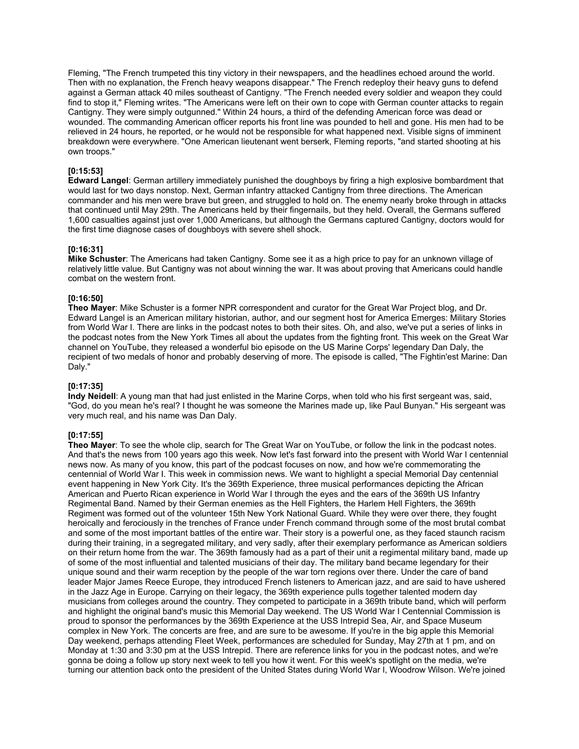Fleming, "The French trumpeted this tiny victory in their newspapers, and the headlines echoed around the world. Then with no explanation, the French heavy weapons disappear." The French redeploy their heavy guns to defend against a German attack 40 miles southeast of Cantigny. "The French needed every soldier and weapon they could find to stop it," Fleming writes. "The Americans were left on their own to cope with German counter attacks to regain Cantigny. They were simply outgunned." Within 24 hours, a third of the defending American force was dead or wounded. The commanding American officer reports his front line was pounded to hell and gone. His men had to be relieved in 24 hours, he reported, or he would not be responsible for what happened next. Visible signs of imminent breakdown were everywhere. "One American lieutenant went berserk, Fleming reports, "and started shooting at his own troops."

**[0:15:53]**
**Edward Langel**: German artillery immediately punished the doughboys by firing a high explosive bombardment that would last for two days nonstop. Next, German infantry attacked Cantigny from three directions. The American commander and his men were brave but green, and struggled to hold on. The enemy nearly broke through in attacks that continued until May 29th. The Americans held by their fingernails, but they held. Overall, the Germans suffered 1,600 casualties against just over 1,000 Americans, but although the Germans captured Cantigny, doctors would for the first time diagnose cases of doughboys with severe shell shock.

**[0:16:31]**
**Mike Schuster**: The Americans had taken Cantigny. Some see it as a high price to pay for an unknown village of relatively little value. But Cantigny was not about winning the war. It was about proving that Americans could handle combat on the western front.

**[0:16:50]**
**Theo Mayer**: Mike Schuster is a former NPR correspondent and curator for the Great War Project blog, and Dr. Edward Langel is an American military historian, author, and our segment host for America Emerges: Military Stories from World War I. There are links in the podcast notes to both their sites. Oh, and also, we've put a series of links in the podcast notes from the New York Times all about the updates from the fighting front. This week on the Great War channel on YouTube, they released a wonderful bio episode on the US Marine Corps' legendary Dan Daly, the recipient of two medals of honor and probably deserving of more. The episode is called, "The Fightin'est Marine: Dan Daly."

**[0:17:35]**
**Indy Neidell**: A young man that had just enlisted in the Marine Corps, when told who his first sergeant was, said, "God, do you mean he's real? I thought he was someone the Marines made up, like Paul Bunyan." His sergeant was very much real, and his name was Dan Daly.

**[0:17:55]**
**Theo Mayer**: To see the whole clip, search for The Great War on YouTube, or follow the link in the podcast notes. And that's the news from 100 years ago this week. Now let's fast forward into the present with World War I centennial news now. As many of you know, this part of the podcast focuses on now, and how we're commemorating the centennial of World War I. This week in commission news. We want to highlight a special Memorial Day centennial event happening in New York City. It's the 369th Experience, three musical performances depicting the African American and Puerto Rican experience in World War I through the eyes and the ears of the 369th US Infantry Regimental Band. Named by their German enemies as the Hell Fighters, the Harlem Hell Fighters, the 369th Regiment was formed out of the volunteer 15th New York National Guard. While they were over there, they fought heroically and ferociously in the trenches of France under French command through some of the most brutal combat and some of the most important battles of the entire war. Their story is a powerful one, as they faced staunch racism during their training, in a segregated military, and very sadly, after their exemplary performance as American soldiers on their return home from the war. The 369th famously had as a part of their unit a regimental military band, made up of some of the most influential and talented musicians of their day. The military band became legendary for their unique sound and their warm reception by the people of the war torn regions over there. Under the care of band leader Major James Reece Europe, they introduced French listeners to American jazz, and are said to have ushered in the Jazz Age in Europe. Carrying on their legacy, the 369th experience pulls together talented modern day musicians from colleges around the country. They competed to participate in a 369th tribute band, which will perform and highlight the original band's music this Memorial Day weekend. The US World War I Centennial Commission is proud to sponsor the performances by the 369th Experience at the USS Intrepid Sea, Air, and Space Museum complex in New York. The concerts are free, and are sure to be awesome. If you're in the big apple this Memorial Day weekend, perhaps attending Fleet Week, performances are scheduled for Sunday, May 27th at 1 pm, and on Monday at 1:30 and 3:30 pm at the USS Intrepid. There are reference links for you in the podcast notes, and we're gonna be doing a follow up story next week to tell you how it went. For this week's spotlight on the media, we're turning our attention back onto the president of the United States during World War I, Woodrow Wilson. We're joined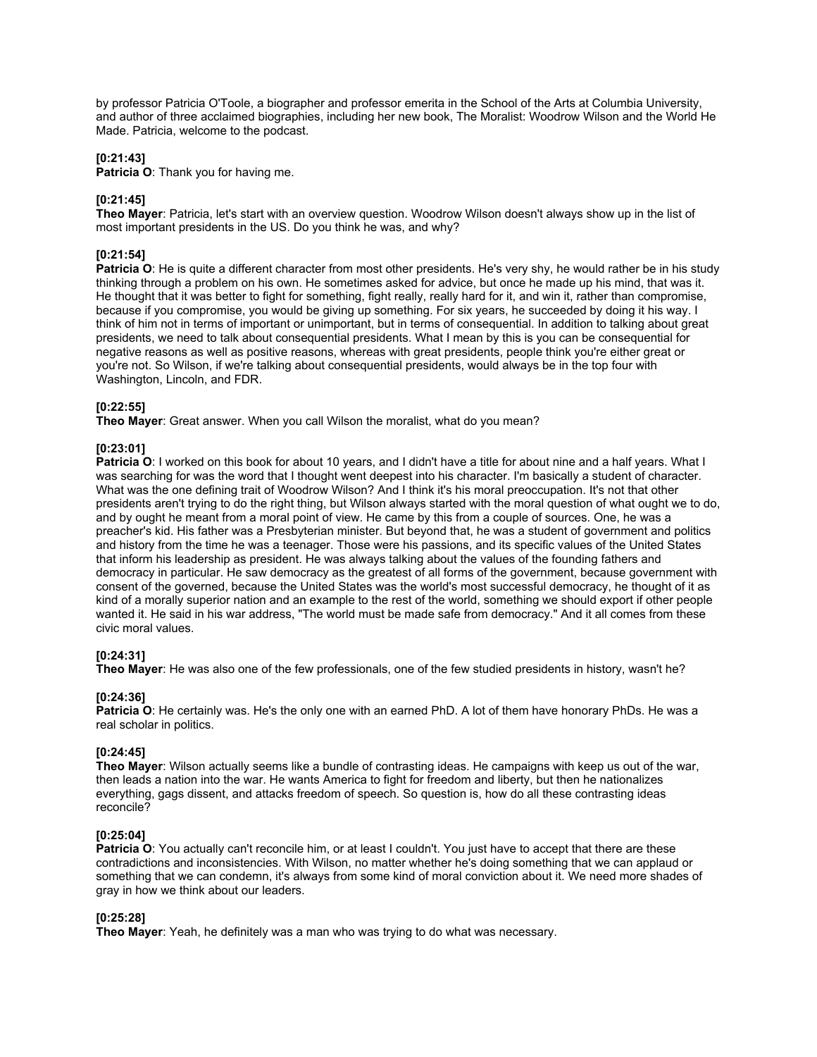by professor Patricia O'Toole, a biographer and professor emerita in the School of the Arts at Columbia University, and author of three acclaimed biographies, including her new book, The Moralist: Woodrow Wilson and the World He Made. Patricia, welcome to the podcast.

**[0:21:43]**
**Patricia O**: Thank you for having me.

**[0:21:45]**
**Theo Mayer**: Patricia, let's start with an overview question. Woodrow Wilson doesn't always show up in the list of most important presidents in the US. Do you think he was, and why?

**[0:21:54]**
**Patricia O**: He is quite a different character from most other presidents. He's very shy, he would rather be in his study thinking through a problem on his own. He sometimes asked for advice, but once he made up his mind, that was it. He thought that it was better to fight for something, fight really, really hard for it, and win it, rather than compromise, because if you compromise, you would be giving up something. For six years, he succeeded by doing it his way. I think of him not in terms of important or unimportant, but in terms of consequential. In addition to talking about great presidents, we need to talk about consequential presidents. What I mean by this is you can be consequential for negative reasons as well as positive reasons, whereas with great presidents, people think you're either great or you're not. So Wilson, if we're talking about consequential presidents, would always be in the top four with Washington, Lincoln, and FDR.

**[0:22:55]**
**Theo Mayer**: Great answer. When you call Wilson the moralist, what do you mean?

**[0:23:01]**
**Patricia O**: I worked on this book for about 10 years, and I didn't have a title for about nine and a half years. What I was searching for was the word that I thought went deepest into his character. I'm basically a student of character. What was the one defining trait of Woodrow Wilson? And I think it's his moral preoccupation. It's not that other presidents aren't trying to do the right thing, but Wilson always started with the moral question of what ought we to do, and by ought he meant from a moral point of view. He came by this from a couple of sources. One, he was a preacher's kid. His father was a Presbyterian minister. But beyond that, he was a student of government and politics and history from the time he was a teenager. Those were his passions, and its specific values of the United States that inform his leadership as president. He was always talking about the values of the founding fathers and democracy in particular. He saw democracy as the greatest of all forms of the government, because government with consent of the governed, because the United States was the world's most successful democracy, he thought of it as kind of a morally superior nation and an example to the rest of the world, something we should export if other people wanted it. He said in his war address, "The world must be made safe from democracy." And it all comes from these civic moral values.

**[0:24:31]**
**Theo Mayer**: He was also one of the few professionals, one of the few studied presidents in history, wasn't he?

**[0:24:36]**
**Patricia O**: He certainly was. He's the only one with an earned PhD. A lot of them have honorary PhDs. He was a real scholar in politics.

**[0:24:45]**
**Theo Mayer**: Wilson actually seems like a bundle of contrasting ideas. He campaigns with keep us out of the war, then leads a nation into the war. He wants America to fight for freedom and liberty, but then he nationalizes everything, gags dissent, and attacks freedom of speech. So question is, how do all these contrasting ideas reconcile?

**[0:25:04]**
**Patricia O**: You actually can't reconcile him, or at least I couldn't. You just have to accept that there are these contradictions and inconsistencies. With Wilson, no matter whether he's doing something that we can applaud or something that we can condemn, it's always from some kind of moral conviction about it. We need more shades of gray in how we think about our leaders.

**[0:25:28]**
**Theo Mayer**: Yeah, he definitely was a man who was trying to do what was necessary.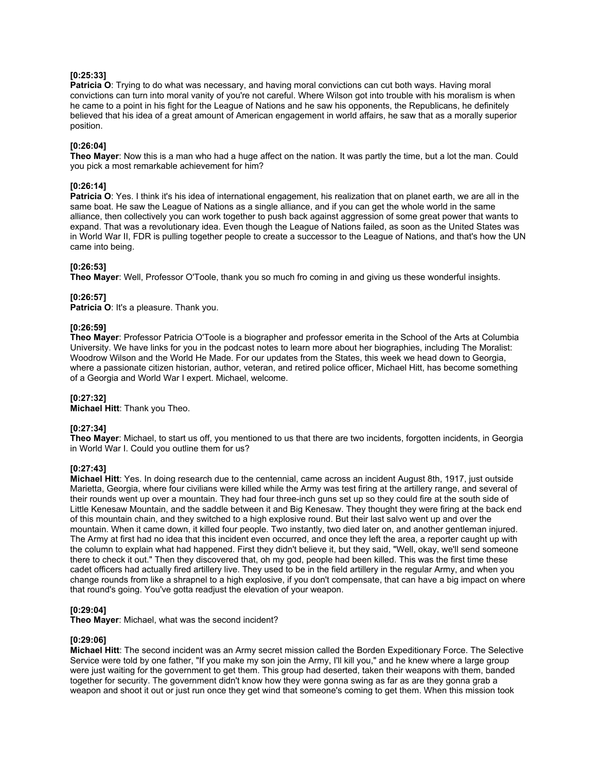**[0:25:33]**
**Patricia O**: Trying to do what was necessary, and having moral convictions can cut both ways. Having moral convictions can turn into moral vanity of you're not careful. Where Wilson got into trouble with his moralism is when he came to a point in his fight for the League of Nations and he saw his opponents, the Republicans, he definitely believed that his idea of a great amount of American engagement in world affairs, he saw that as a morally superior position.

**[0:26:04]**
**Theo Mayer**: Now this is a man who had a huge affect on the nation. It was partly the time, but a lot the man. Could you pick a most remarkable achievement for him?

**[0:26:14]**
**Patricia O**: Yes. I think it's his idea of international engagement, his realization that on planet earth, we are all in the same boat. He saw the League of Nations as a single alliance, and if you can get the whole world in the same alliance, then collectively you can work together to push back against aggression of some great power that wants to expand. That was a revolutionary idea. Even though the League of Nations failed, as soon as the United States was in World War II, FDR is pulling together people to create a successor to the League of Nations, and that's how the UN came into being.

**[0:26:53]**
**Theo Mayer**: Well, Professor O'Toole, thank you so much fro coming in and giving us these wonderful insights.

**[0:26:57]**
**Patricia O**: It's a pleasure. Thank you.

**[0:26:59]**
**Theo Mayer**: Professor Patricia O'Toole is a biographer and professor emerita in the School of the Arts at Columbia University. We have links for you in the podcast notes to learn more about her biographies, including The Moralist: Woodrow Wilson and the World He Made. For our updates from the States, this week we head down to Georgia, where a passionate citizen historian, author, veteran, and retired police officer, Michael Hitt, has become something of a Georgia and World War I expert. Michael, welcome.

**[0:27:32]**
**Michael Hitt**: Thank you Theo.

**[0:27:34]**
**Theo Mayer**: Michael, to start us off, you mentioned to us that there are two incidents, forgotten incidents, in Georgia in World War I. Could you outline them for us?

**[0:27:43]**
**Michael Hitt**: Yes. In doing research due to the centennial, came across an incident August 8th, 1917, just outside Marietta, Georgia, where four civilians were killed while the Army was test firing at the artillery range, and several of their rounds went up over a mountain. They had four three-inch guns set up so they could fire at the south side of Little Kenesaw Mountain, and the saddle between it and Big Kenesaw. They thought they were firing at the back end of this mountain chain, and they switched to a high explosive round. But their last salvo went up and over the mountain. When it came down, it killed four people. Two instantly, two died later on, and another gentleman injured. The Army at first had no idea that this incident even occurred, and once they left the area, a reporter caught up with the column to explain what had happened. First they didn't believe it, but they said, "Well, okay, we'll send someone there to check it out." Then they discovered that, oh my god, people had been killed. This was the first time these cadet officers had actually fired artillery live. They used to be in the field artillery in the regular Army, and when you change rounds from like a shrapnel to a high explosive, if you don't compensate, that can have a big impact on where that round's going. You've gotta readjust the elevation of your weapon.

**[0:29:04]**
**Theo Mayer**: Michael, what was the second incident?

**[0:29:06]**
**Michael Hitt**: The second incident was an Army secret mission called the Borden Expeditionary Force. The Selective Service were told by one father, "If you make my son join the Army, I'll kill you," and he knew where a large group were just waiting for the government to get them. This group had deserted, taken their weapons with them, banded together for security. The government didn't know how they were gonna swing as far as are they gonna grab a weapon and shoot it out or just run once they get wind that someone's coming to get them. When this mission took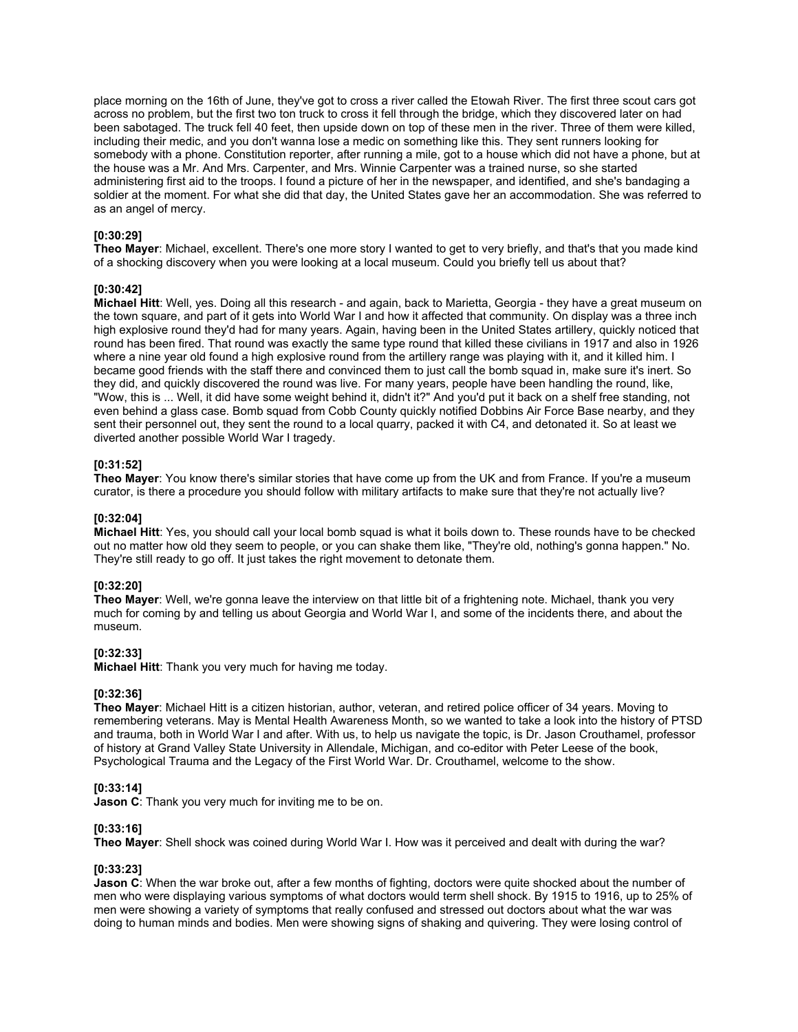place morning on the 16th of June, they've got to cross a river called the Etowah River. The first three scout cars got across no problem, but the first two ton truck to cross it fell through the bridge, which they discovered later on had been sabotaged. The truck fell 40 feet, then upside down on top of these men in the river. Three of them were killed, including their medic, and you don't wanna lose a medic on something like this. They sent runners looking for somebody with a phone. Constitution reporter, after running a mile, got to a house which did not have a phone, but at the house was a Mr. And Mrs. Carpenter, and Mrs. Winnie Carpenter was a trained nurse, so she started administering first aid to the troops. I found a picture of her in the newspaper, and identified, and she's bandaging a soldier at the moment. For what she did that day, the United States gave her an accommodation. She was referred to as an angel of mercy.

**[0:30:29]**
**Theo Mayer**: Michael, excellent. There's one more story I wanted to get to very briefly, and that's that you made kind of a shocking discovery when you were looking at a local museum. Could you briefly tell us about that?

**[0:30:42]**
**Michael Hitt**: Well, yes. Doing all this research - and again, back to Marietta, Georgia - they have a great museum on the town square, and part of it gets into World War I and how it affected that community. On display was a three inch high explosive round they'd had for many years. Again, having been in the United States artillery, quickly noticed that round has been fired. That round was exactly the same type round that killed these civilians in 1917 and also in 1926 where a nine year old found a high explosive round from the artillery range was playing with it, and it killed him. I became good friends with the staff there and convinced them to just call the bomb squad in, make sure it's inert. So they did, and quickly discovered the round was live. For many years, people have been handling the round, like, "Wow, this is ... Well, it did have some weight behind it, didn't it?" And you'd put it back on a shelf free standing, not even behind a glass case. Bomb squad from Cobb County quickly notified Dobbins Air Force Base nearby, and they sent their personnel out, they sent the round to a local quarry, packed it with C4, and detonated it. So at least we diverted another possible World War I tragedy.

**[0:31:52]**
**Theo Mayer**: You know there's similar stories that have come up from the UK and from France. If you're a museum curator, is there a procedure you should follow with military artifacts to make sure that they're not actually live?

**[0:32:04]**
**Michael Hitt**: Yes, you should call your local bomb squad is what it boils down to. These rounds have to be checked out no matter how old they seem to people, or you can shake them like, "They're old, nothing's gonna happen." No. They're still ready to go off. It just takes the right movement to detonate them.

**[0:32:20]**
**Theo Mayer**: Well, we're gonna leave the interview on that little bit of a frightening note. Michael, thank you very much for coming by and telling us about Georgia and World War I, and some of the incidents there, and about the museum.

**[0:32:33]**
**Michael Hitt**: Thank you very much for having me today.

**[0:32:36]**
**Theo Mayer**: Michael Hitt is a citizen historian, author, veteran, and retired police officer of 34 years. Moving to remembering veterans. May is Mental Health Awareness Month, so we wanted to take a look into the history of PTSD and trauma, both in World War I and after. With us, to help us navigate the topic, is Dr. Jason Crouthamel, professor of history at Grand Valley State University in Allendale, Michigan, and co-editor with Peter Leese of the book, Psychological Trauma and the Legacy of the First World War. Dr. Crouthamel, welcome to the show.

**[0:33:14]**
**Jason C**: Thank you very much for inviting me to be on.

**[0:33:16]**
**Theo Mayer**: Shell shock was coined during World War I. How was it perceived and dealt with during the war?

**[0:33:23]**
**Jason C**: When the war broke out, after a few months of fighting, doctors were quite shocked about the number of men who were displaying various symptoms of what doctors would term shell shock. By 1915 to 1916, up to 25% of men were showing a variety of symptoms that really confused and stressed out doctors about what the war was doing to human minds and bodies. Men were showing signs of shaking and quivering. They were losing control of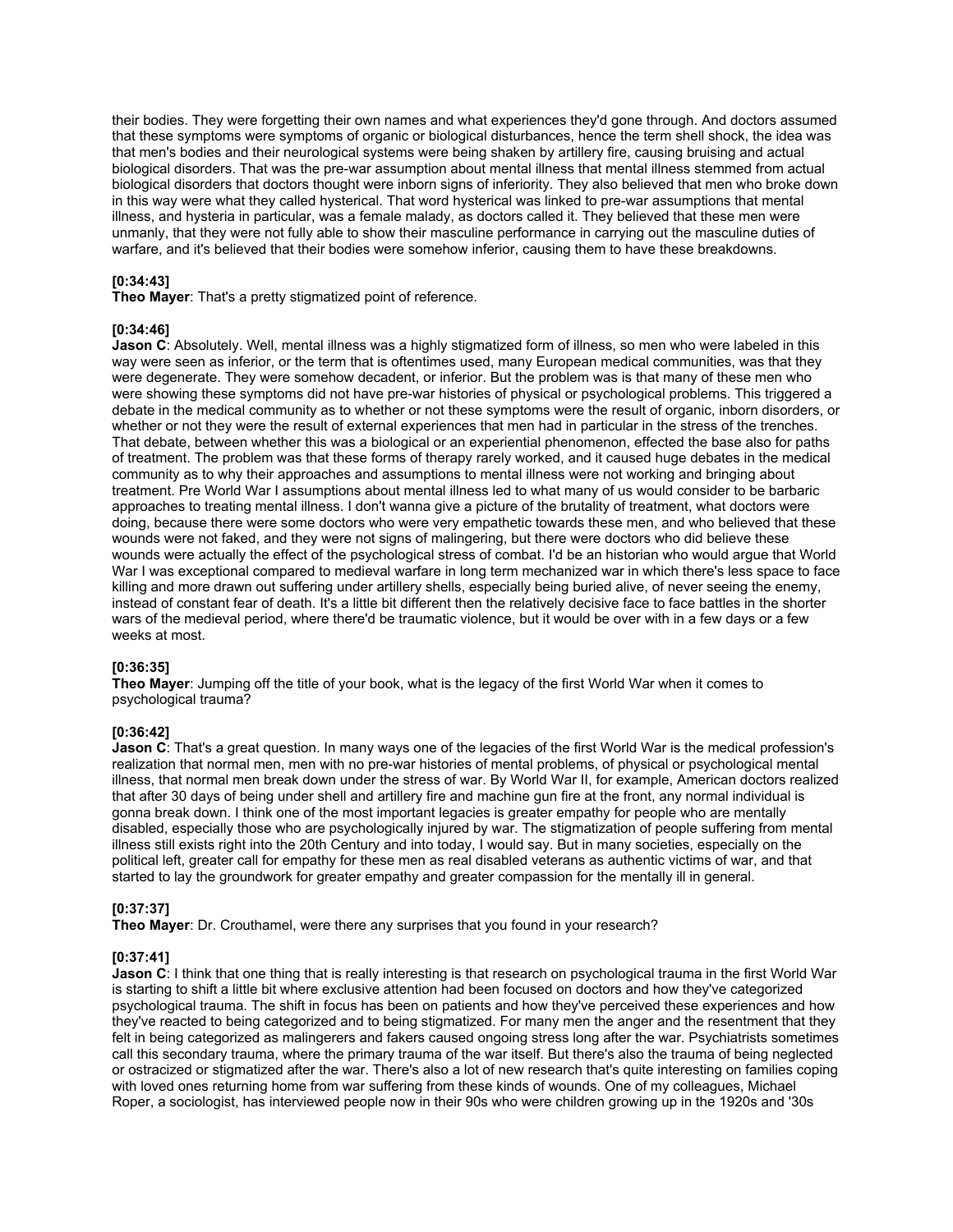their bodies. They were forgetting their own names and what experiences they'd gone through. And doctors assumed that these symptoms were symptoms of organic or biological disturbances, hence the term shell shock, the idea was that men's bodies and their neurological systems were being shaken by artillery fire, causing bruising and actual biological disorders. That was the pre-war assumption about mental illness that mental illness stemmed from actual biological disorders that doctors thought were inborn signs of inferiority. They also believed that men who broke down in this way were what they called hysterical. That word hysterical was linked to pre-war assumptions that mental illness, and hysteria in particular, was a female malady, as doctors called it. They believed that these men were unmanly, that they were not fully able to show their masculine performance in carrying out the masculine duties of warfare, and it's believed that their bodies were somehow inferior, causing them to have these breakdowns.

**[0:34:43]**
**Theo Mayer**: That's a pretty stigmatized point of reference.

**[0:34:46]**
**Jason C**: Absolutely. Well, mental illness was a highly stigmatized form of illness, so men who were labeled in this way were seen as inferior, or the term that is oftentimes used, many European medical communities, was that they were degenerate. They were somehow decadent, or inferior. But the problem was is that many of these men who were showing these symptoms did not have pre-war histories of physical or psychological problems. This triggered a debate in the medical community as to whether or not these symptoms were the result of organic, inborn disorders, or whether or not they were the result of external experiences that men had in particular in the stress of the trenches. That debate, between whether this was a biological or an experiential phenomenon, effected the base also for paths of treatment. The problem was that these forms of therapy rarely worked, and it caused huge debates in the medical community as to why their approaches and assumptions to mental illness were not working and bringing about treatment. Pre World War I assumptions about mental illness led to what many of us would consider to be barbaric approaches to treating mental illness. I don't wanna give a picture of the brutality of treatment, what doctors were doing, because there were some doctors who were very empathetic towards these men, and who believed that these wounds were not faked, and they were not signs of malingering, but there were doctors who did believe these wounds were actually the effect of the psychological stress of combat. I'd be an historian who would argue that World War I was exceptional compared to medieval warfare in long term mechanized war in which there's less space to face killing and more drawn out suffering under artillery shells, especially being buried alive, of never seeing the enemy, instead of constant fear of death. It's a little bit different then the relatively decisive face to face battles in the shorter wars of the medieval period, where there'd be traumatic violence, but it would be over with in a few days or a few weeks at most.

**[0:36:35]**
**Theo Mayer**: Jumping off the title of your book, what is the legacy of the first World War when it comes to psychological trauma?

**[0:36:42]**
**Jason C**: That's a great question. In many ways one of the legacies of the first World War is the medical profession's realization that normal men, men with no pre-war histories of mental problems, of physical or psychological mental illness, that normal men break down under the stress of war. By World War II, for example, American doctors realized that after 30 days of being under shell and artillery fire and machine gun fire at the front, any normal individual is gonna break down. I think one of the most important legacies is greater empathy for people who are mentally disabled, especially those who are psychologically injured by war. The stigmatization of people suffering from mental illness still exists right into the 20th Century and into today, I would say. But in many societies, especially on the political left, greater call for empathy for these men as real disabled veterans as authentic victims of war, and that started to lay the groundwork for greater empathy and greater compassion for the mentally ill in general.

**[0:37:37]**
**Theo Mayer**: Dr. Crouthamel, were there any surprises that you found in your research?

**[0:37:41]**
**Jason C**: I think that one thing that is really interesting is that research on psychological trauma in the first World War is starting to shift a little bit where exclusive attention had been focused on doctors and how they've categorized psychological trauma. The shift in focus has been on patients and how they've perceived these experiences and how they've reacted to being categorized and to being stigmatized. For many men the anger and the resentment that they felt in being categorized as malingerers and fakers caused ongoing stress long after the war. Psychiatrists sometimes call this secondary trauma, where the primary trauma of the war itself. But there's also the trauma of being neglected or ostracized or stigmatized after the war. There's also a lot of new research that's quite interesting on families coping with loved ones returning home from war suffering from these kinds of wounds. One of my colleagues, Michael Roper, a sociologist, has interviewed people now in their 90s who were children growing up in the 1920s and '30s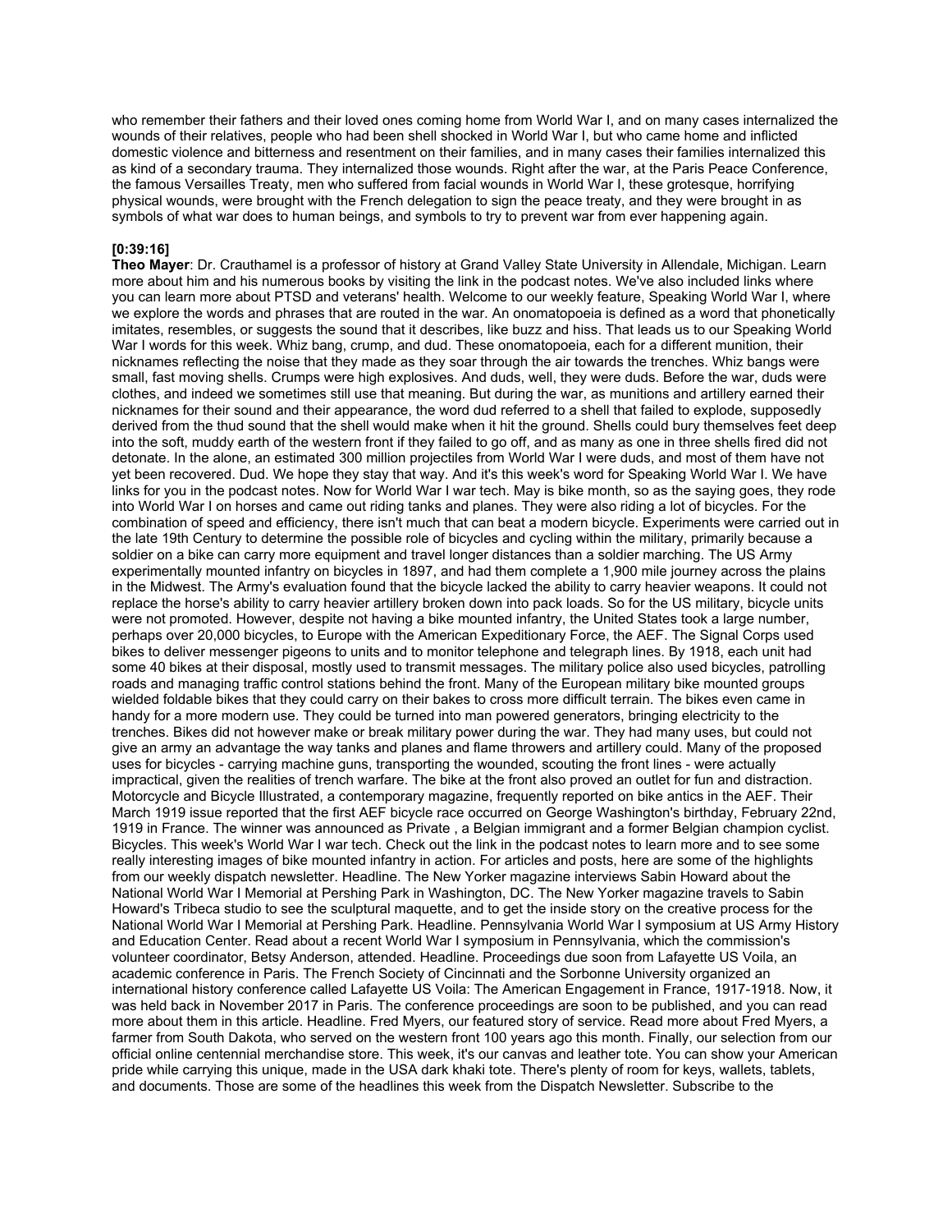who remember their fathers and their loved ones coming home from World War I, and on many cases internalized the wounds of their relatives, people who had been shell shocked in World War I, but who came home and inflicted domestic violence and bitterness and resentment on their families, and in many cases their families internalized this as kind of a secondary trauma. They internalized those wounds. Right after the war, at the Paris Peace Conference, the famous Versailles Treaty, men who suffered from facial wounds in World War I, these grotesque, horrifying physical wounds, were brought with the French delegation to sign the peace treaty, and they were brought in as symbols of what war does to human beings, and symbols to try to prevent war from ever happening again.

**[0:39:16]**

**Theo Mayer**: Dr. Crauthamel is a professor of history at Grand Valley State University in Allendale, Michigan. Learn more about him and his numerous books by visiting the link in the podcast notes. We've also included links where you can learn more about PTSD and veterans' health. Welcome to our weekly feature, Speaking World War I, where we explore the words and phrases that are routed in the war. An onomatopoeia is defined as a word that phonetically imitates, resembles, or suggests the sound that it describes, like buzz and hiss. That leads us to our Speaking World War I words for this week. Whiz bang, crump, and dud. These onomatopoeia, each for a different munition, their nicknames reflecting the noise that they made as they soar through the air towards the trenches. Whiz bangs were small, fast moving shells. Crumps were high explosives. And duds, well, they were duds. Before the war, duds were clothes, and indeed we sometimes still use that meaning. But during the war, as munitions and artillery earned their nicknames for their sound and their appearance, the word dud referred to a shell that failed to explode, supposedly derived from the thud sound that the shell would make when it hit the ground. Shells could bury themselves feet deep into the soft, muddy earth of the western front if they failed to go off, and as many as one in three shells fired did not detonate. In the alone, an estimated 300 million projectiles from World War I were duds, and most of them have not yet been recovered. Dud. We hope they stay that way. And it's this week's word for Speaking World War I. We have links for you in the podcast notes. Now for World War I war tech. May is bike month, so as the saying goes, they rode into World War I on horses and came out riding tanks and planes. They were also riding a lot of bicycles. For the combination of speed and efficiency, there isn't much that can beat a modern bicycle. Experiments were carried out in the late 19th Century to determine the possible role of bicycles and cycling within the military, primarily because a soldier on a bike can carry more equipment and travel longer distances than a soldier marching. The US Army experimentally mounted infantry on bicycles in 1897, and had them complete a 1,900 mile journey across the plains in the Midwest. The Army's evaluation found that the bicycle lacked the ability to carry heavier weapons. It could not replace the horse's ability to carry heavier artillery broken down into pack loads. So for the US military, bicycle units were not promoted. However, despite not having a bike mounted infantry, the United States took a large number, perhaps over 20,000 bicycles, to Europe with the American Expeditionary Force, the AEF. The Signal Corps used bikes to deliver messenger pigeons to units and to monitor telephone and telegraph lines. By 1918, each unit had some 40 bikes at their disposal, mostly used to transmit messages. The military police also used bicycles, patrolling roads and managing traffic control stations behind the front. Many of the European military bike mounted groups wielded foldable bikes that they could carry on their bakes to cross more difficult terrain. The bikes even came in handy for a more modern use. They could be turned into man powered generators, bringing electricity to the trenches. Bikes did not however make or break military power during the war. They had many uses, but could not give an army an advantage the way tanks and planes and flame throwers and artillery could. Many of the proposed uses for bicycles - carrying machine guns, transporting the wounded, scouting the front lines - were actually impractical, given the realities of trench warfare. The bike at the front also proved an outlet for fun and distraction. Motorcycle and Bicycle Illustrated, a contemporary magazine, frequently reported on bike antics in the AEF. Their March 1919 issue reported that the first AEF bicycle race occurred on George Washington's birthday, February 22nd, 1919 in France. The winner was announced as Private , a Belgian immigrant and a former Belgian champion cyclist. Bicycles. This week's World War I war tech. Check out the link in the podcast notes to learn more and to see some really interesting images of bike mounted infantry in action. For articles and posts, here are some of the highlights from our weekly dispatch newsletter. Headline. The New Yorker magazine interviews Sabin Howard about the National World War I Memorial at Pershing Park in Washington, DC. The New Yorker magazine travels to Sabin Howard's Tribeca studio to see the sculptural maquette, and to get the inside story on the creative process for the National World War I Memorial at Pershing Park. Headline. Pennsylvania World War I symposium at US Army History and Education Center. Read about a recent World War I symposium in Pennsylvania, which the commission's volunteer coordinator, Betsy Anderson, attended. Headline. Proceedings due soon from Lafayette US Voila, an academic conference in Paris. The French Society of Cincinnati and the Sorbonne University organized an international history conference called Lafayette US Voila: The American Engagement in France, 1917-1918. Now, it was held back in November 2017 in Paris. The conference proceedings are soon to be published, and you can read more about them in this article. Headline. Fred Myers, our featured story of service. Read more about Fred Myers, a farmer from South Dakota, who served on the western front 100 years ago this month. Finally, our selection from our official online centennial merchandise store. This week, it's our canvas and leather tote. You can show your American pride while carrying this unique, made in the USA dark khaki tote. There's plenty of room for keys, wallets, tablets, and documents. Those are some of the headlines this week from the Dispatch Newsletter. Subscribe to the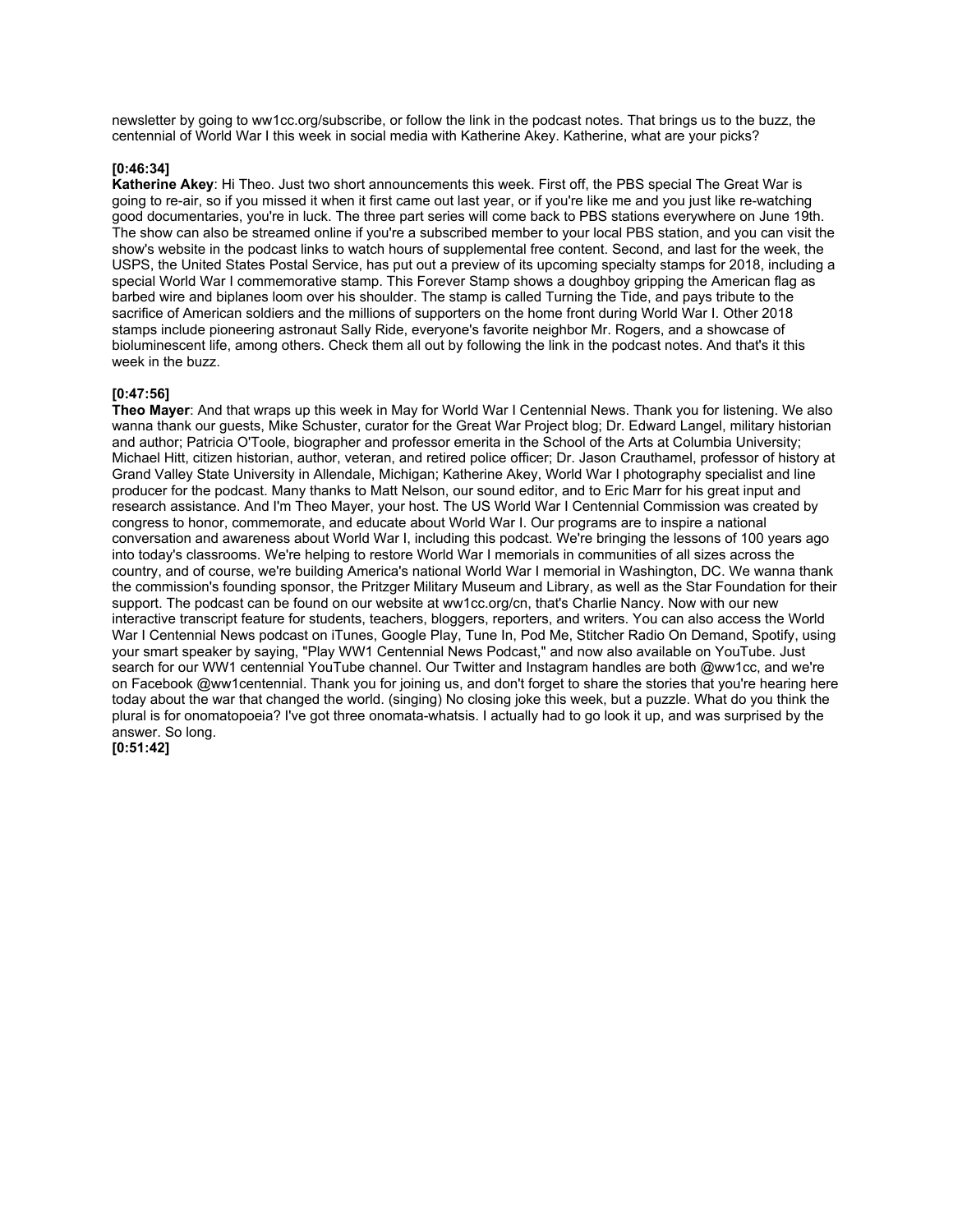newsletter by going to ww1cc.org/subscribe, or follow the link in the podcast notes. That brings us to the buzz, the centennial of World War I this week in social media with Katherine Akey. Katherine, what are your picks?

**[0:46:34]**
**Katherine Akey**: Hi Theo. Just two short announcements this week. First off, the PBS special The Great War is going to re-air, so if you missed it when it first came out last year, or if you're like me and you just like re-watching good documentaries, you're in luck. The three part series will come back to PBS stations everywhere on June 19th. The show can also be streamed online if you're a subscribed member to your local PBS station, and you can visit the show's website in the podcast links to watch hours of supplemental free content. Second, and last for the week, the USPS, the United States Postal Service, has put out a preview of its upcoming specialty stamps for 2018, including a special World War I commemorative stamp. This Forever Stamp shows a doughboy gripping the American flag as barbed wire and biplanes loom over his shoulder. The stamp is called Turning the Tide, and pays tribute to the sacrifice of American soldiers and the millions of supporters on the home front during World War I. Other 2018 stamps include pioneering astronaut Sally Ride, everyone's favorite neighbor Mr. Rogers, and a showcase of bioluminescent life, among others. Check them all out by following the link in the podcast notes. And that's it this week in the buzz.

**[0:47:56]**
**Theo Mayer**: And that wraps up this week in May for World War I Centennial News. Thank you for listening. We also wanna thank our guests, Mike Schuster, curator for the Great War Project blog; Dr. Edward Langel, military historian and author; Patricia O'Toole, biographer and professor emerita in the School of the Arts at Columbia University; Michael Hitt, citizen historian, author, veteran, and retired police officer; Dr. Jason Crauthamel, professor of history at Grand Valley State University in Allendale, Michigan; Katherine Akey, World War I photography specialist and line producer for the podcast. Many thanks to Matt Nelson, our sound editor, and to Eric Marr for his great input and research assistance. And I'm Theo Mayer, your host. The US World War I Centennial Commission was created by congress to honor, commemorate, and educate about World War I. Our programs are to inspire a national conversation and awareness about World War I, including this podcast. We're bringing the lessons of 100 years ago into today's classrooms. We're helping to restore World War I memorials in communities of all sizes across the country, and of course, we're building America's national World War I memorial in Washington, DC. We wanna thank the commission's founding sponsor, the Pritzger Military Museum and Library, as well as the Star Foundation for their support. The podcast can be found on our website at ww1cc.org/cn, that's Charlie Nancy. Now with our new interactive transcript feature for students, teachers, bloggers, reporters, and writers. You can also access the World War I Centennial News podcast on iTunes, Google Play, Tune In, Pod Me, Stitcher Radio On Demand, Spotify, using your smart speaker by saying, "Play WW1 Centennial News Podcast," and now also available on YouTube. Just search for our WW1 centennial YouTube channel. Our Twitter and Instagram handles are both @ww1cc, and we're on Facebook @ww1centennial. Thank you for joining us, and don't forget to share the stories that you're hearing here today about the war that changed the world. (singing) No closing joke this week, but a puzzle. What do you think the plural is for onomatopoeia? I've got three onomata-whatsis. I actually had to go look it up, and was surprised by the answer. So long.
**[0:51:42]**